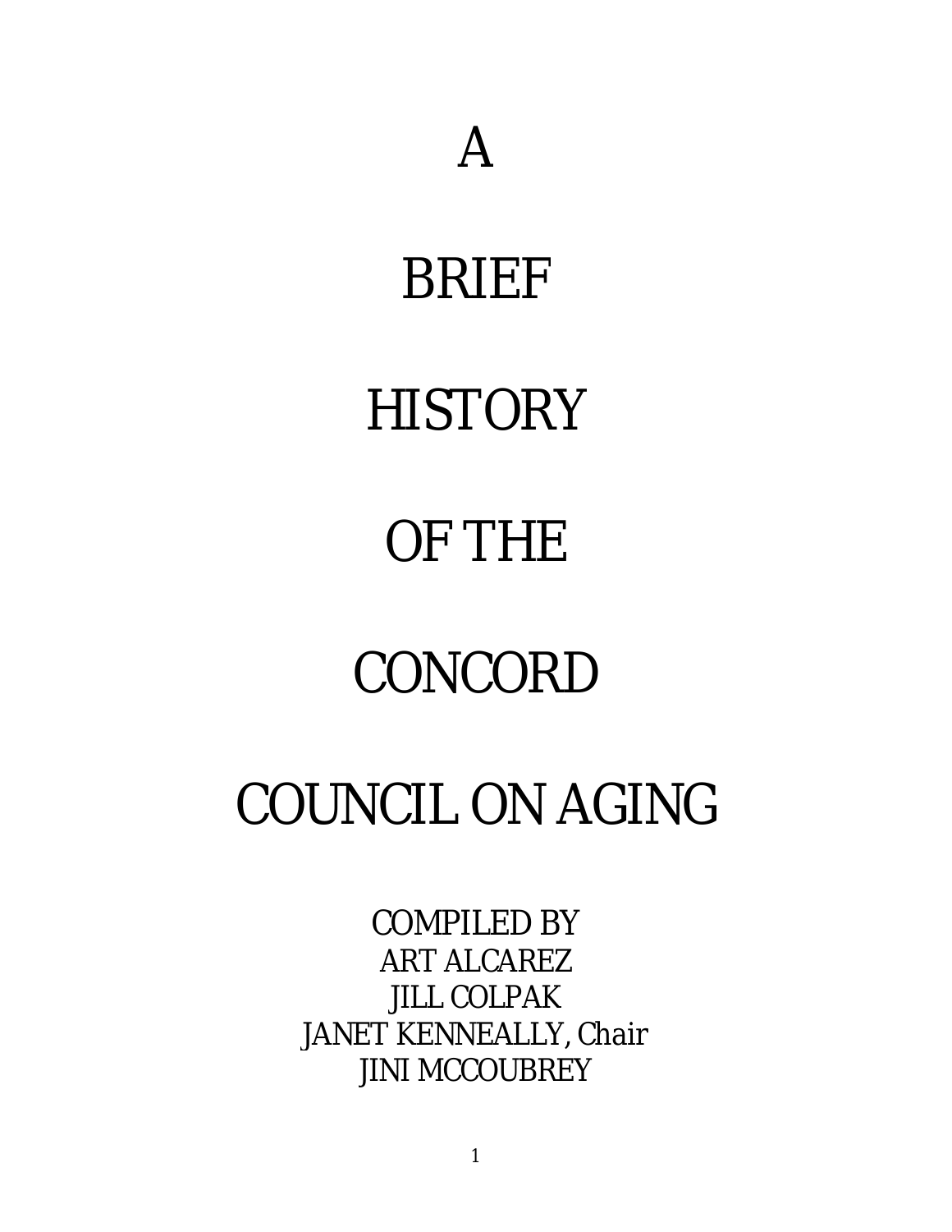# A BRIEF HISTORY OF THE CONCORD COUNCIL ON AGING

COMPILED BY
ART ALCAREZ
JILL COLPAK
JANET KENNEALLY, Chair
JINI MCCOUBREY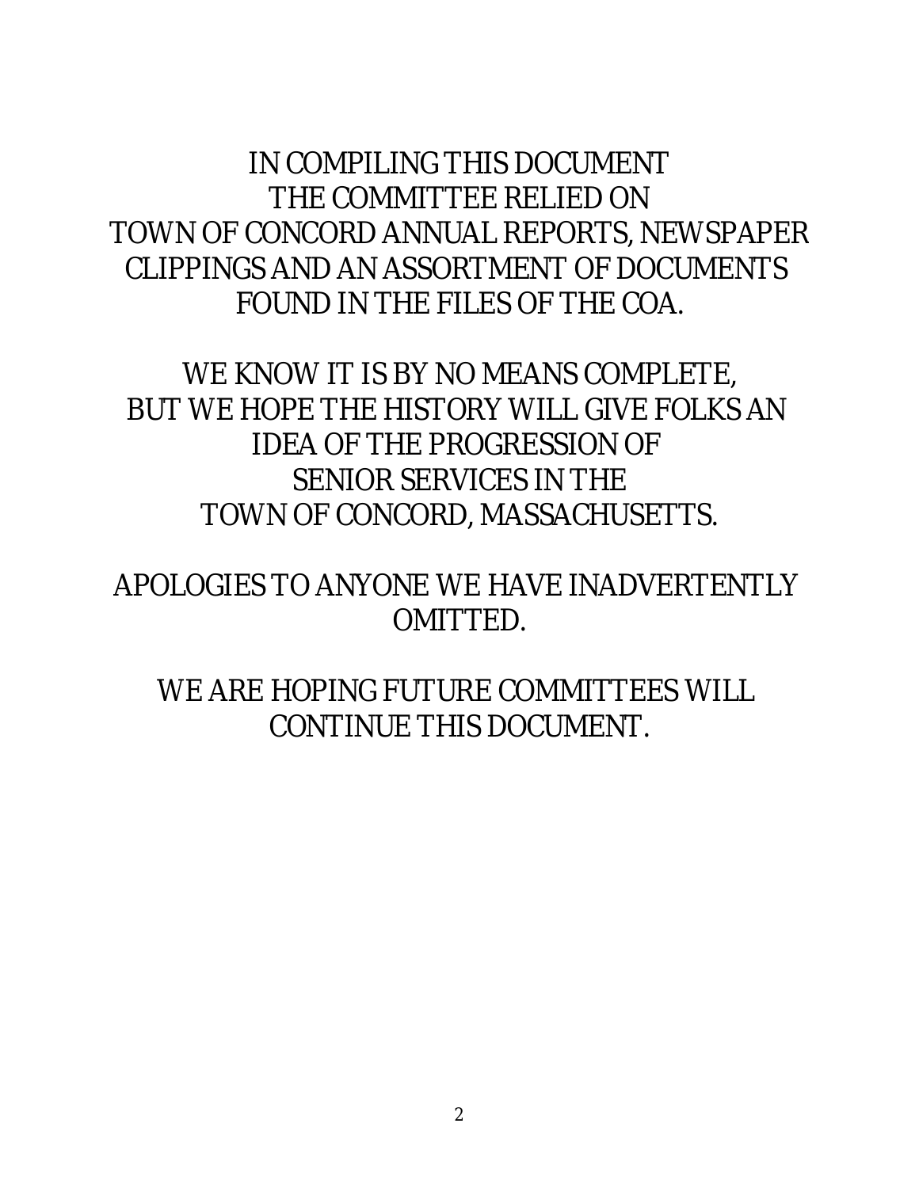IN COMPILING THIS DOCUMENT
THE COMMITTEE RELIED ON
TOWN OF CONCORD ANNUAL REPORTS, NEWSPAPER CLIPPINGS AND AN ASSORTMENT OF DOCUMENTS FOUND IN THE FILES OF THE COA.

WE KNOW IT IS BY NO MEANS COMPLETE,
BUT WE HOPE THE HISTORY WILL GIVE FOLKS AN IDEA OF THE PROGRESSION OF
SENIOR SERVICES IN THE
TOWN OF CONCORD, MASSACHUSETTS.

APOLOGIES TO ANYONE WE HAVE INADVERTENTLY OMITTED.

WE ARE HOPING FUTURE COMMITTEES WILL CONTINUE THIS DOCUMENT.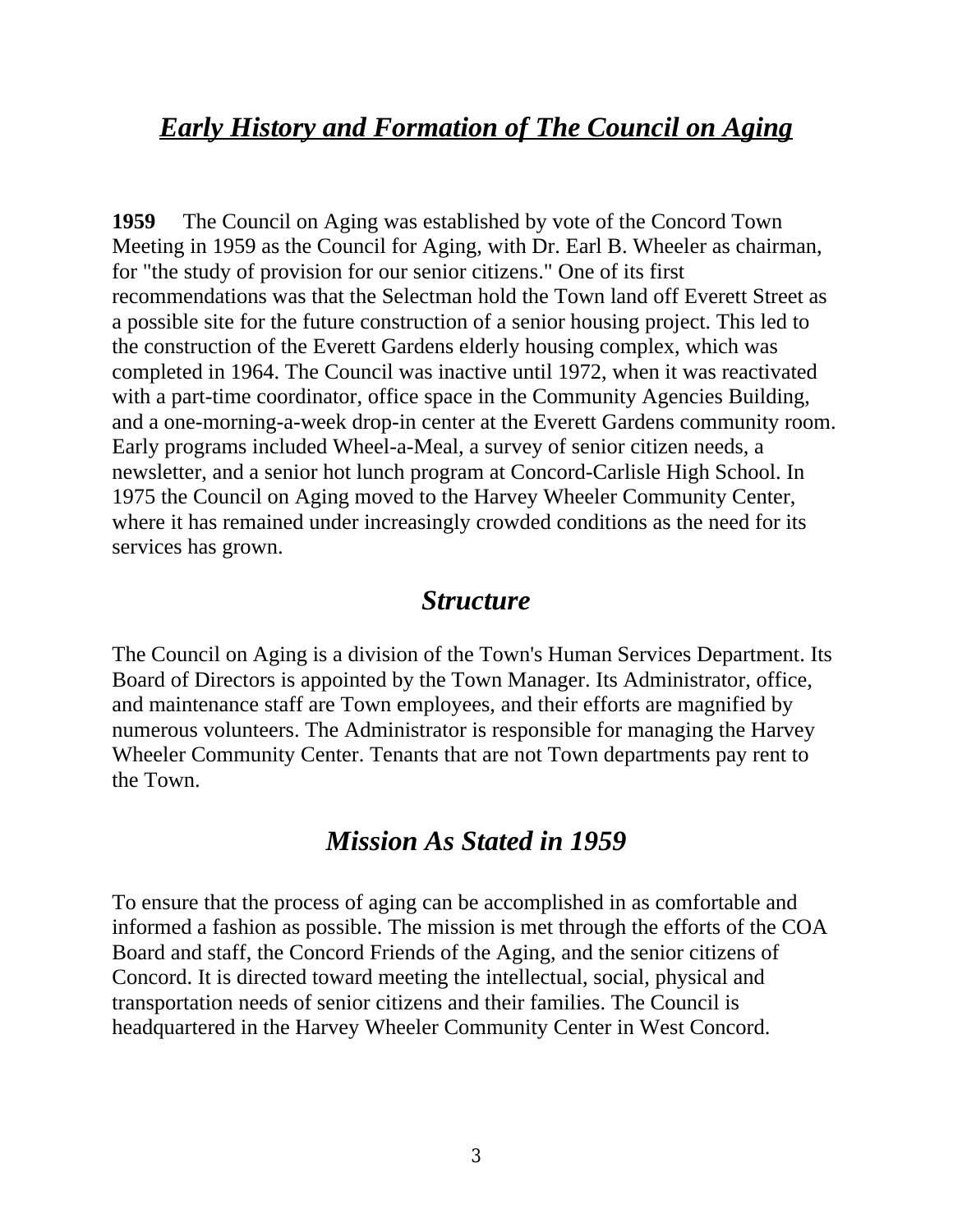## ***Early History and Formation of The Council on Aging***

**1959** The Council on Aging was established by vote of the Concord Town Meeting in 1959 as the Council for Aging, with Dr. Earl B. Wheeler as chairman, for "the study of provision for our senior citizens." One of its first recommendations was that the Selectman hold the Town land off Everett Street as a possible site for the future construction of a senior housing project. This led to the construction of the Everett Gardens elderly housing complex, which was completed in 1964. The Council was inactive until 1972, when it was reactivated with a part-time coordinator, office space in the Community Agencies Building, and a one-morning-a-week drop-in center at the Everett Gardens community room. Early programs included Wheel-a-Meal, a survey of senior citizen needs, a newsletter, and a senior hot lunch program at Concord-Carlisle High School. In 1975 the Council on Aging moved to the Harvey Wheeler Community Center, where it has remained under increasingly crowded conditions as the need for its services has grown.

## ***Structure***

The Council on Aging is a division of the Town's Human Services Department. Its Board of Directors is appointed by the Town Manager. Its Administrator, office, and maintenance staff are Town employees, and their efforts are magnified by numerous volunteers. The Administrator is responsible for managing the Harvey Wheeler Community Center. Tenants that are not Town departments pay rent to the Town.

## ***Mission As Stated in 1959***

To ensure that the process of aging can be accomplished in as comfortable and informed a fashion as possible. The mission is met through the efforts of the COA Board and staff, the Concord Friends of the Aging, and the senior citizens of Concord. It is directed toward meeting the intellectual, social, physical and transportation needs of senior citizens and their families. The Council is headquartered in the Harvey Wheeler Community Center in West Concord.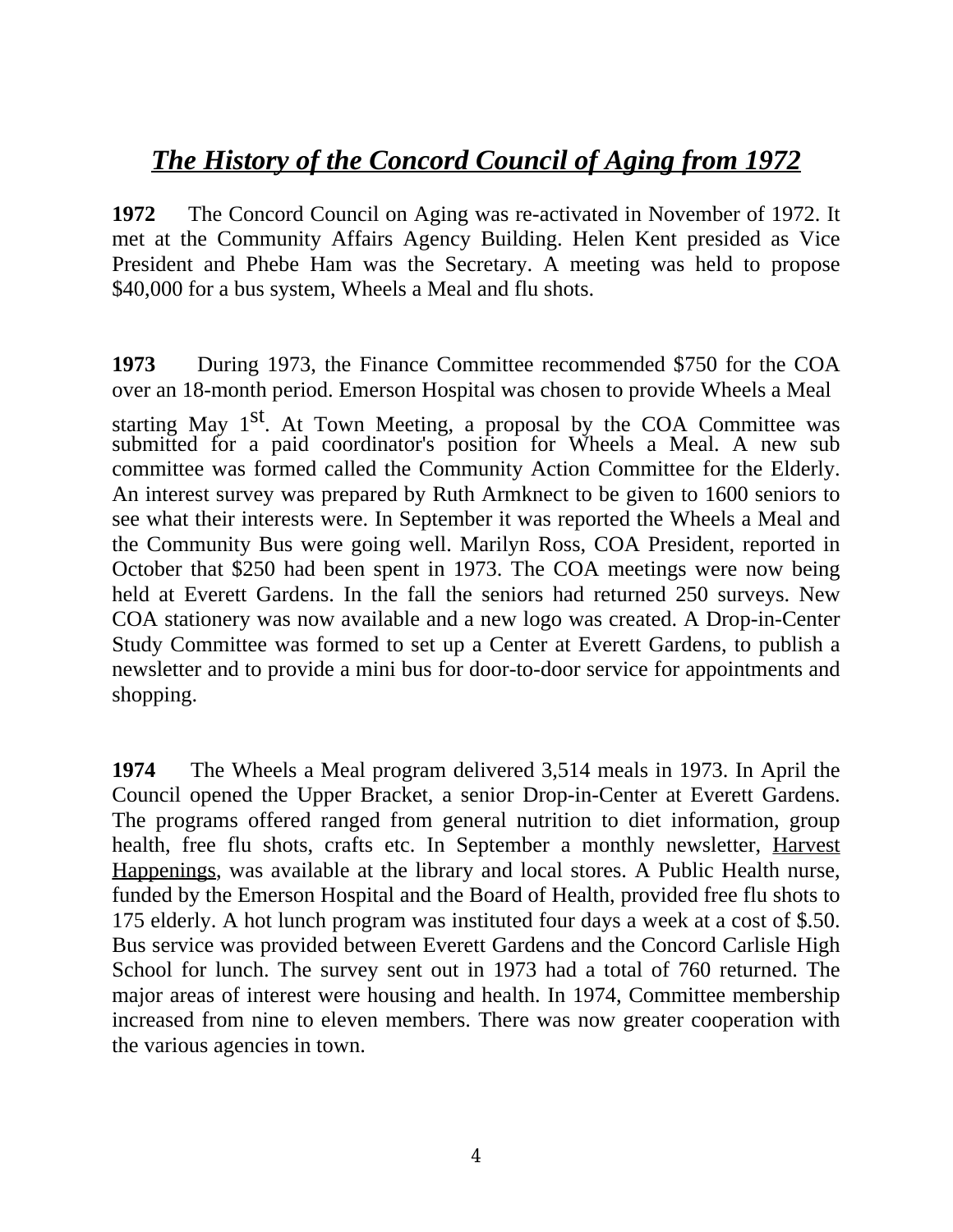# ***The History of the Concord Council of Aging from 1972***

**1972** The Concord Council on Aging was re-activated in November of 1972. It met at the Community Affairs Agency Building. Helen Kent presided as Vice President and Phebe Ham was the Secretary. A meeting was held to propose $40,000 for a bus system, Wheels a Meal and flu shots.

**1973** During 1973, the Finance Committee recommended $750 for the COA over an 18-month period. Emerson Hospital was chosen to provide Wheels a Meal starting May 1st. At Town Meeting, a proposal by the COA Committee was submitted for a paid coordinator's position for Wheels a Meal. A new sub committee was formed called the Community Action Committee for the Elderly. An interest survey was prepared by Ruth Armknect to be given to 1600 seniors to see what their interests were. In September it was reported the Wheels a Meal and the Community Bus were going well. Marilyn Ross, COA President, reported in October that $250 had been spent in 1973. The COA meetings were now being held at Everett Gardens. In the fall the seniors had returned 250 surveys. New COA stationery was now available and a new logo was created. A Drop-in-Center Study Committee was formed to set up a Center at Everett Gardens, to publish a newsletter and to provide a mini bus for door-to-door service for appointments and shopping.

**1974** The Wheels a Meal program delivered 3,514 meals in 1973. In April the Council opened the Upper Bracket, a senior Drop-in-Center at Everett Gardens. The programs offered ranged from general nutrition to diet information, group health, free flu shots, crafts etc. In September a monthly newsletter, <u>Harvest Happenings</u>, was available at the library and local stores. A Public Health nurse, funded by the Emerson Hospital and the Board of Health, provided free flu shots to 175 elderly. A hot lunch program was instituted four days a week at a cost of $.50. Bus service was provided between Everett Gardens and the Concord Carlisle High School for lunch. The survey sent out in 1973 had a total of 760 returned. The major areas of interest were housing and health. In 1974, Committee membership increased from nine to eleven members. There was now greater cooperation with the various agencies in town.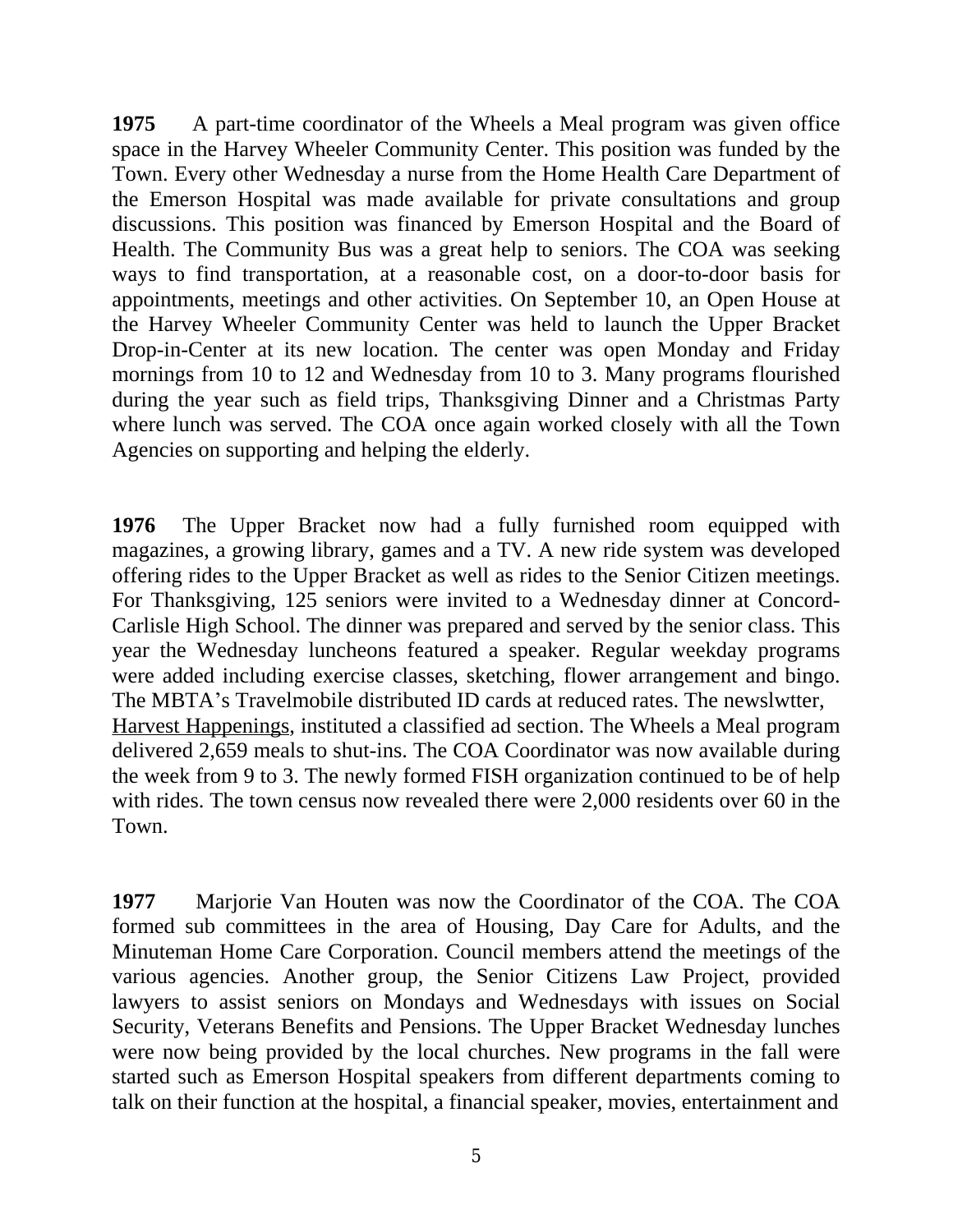**1975** A part-time coordinator of the Wheels a Meal program was given office space in the Harvey Wheeler Community Center. This position was funded by the Town. Every other Wednesday a nurse from the Home Health Care Department of the Emerson Hospital was made available for private consultations and group discussions. This position was financed by Emerson Hospital and the Board of Health. The Community Bus was a great help to seniors. The COA was seeking ways to find transportation, at a reasonable cost, on a door-to-door basis for appointments, meetings and other activities. On September 10, an Open House at the Harvey Wheeler Community Center was held to launch the Upper Bracket Drop-in-Center at its new location. The center was open Monday and Friday mornings from 10 to 12 and Wednesday from 10 to 3. Many programs flourished during the year such as field trips, Thanksgiving Dinner and a Christmas Party where lunch was served. The COA once again worked closely with all the Town Agencies on supporting and helping the elderly.

**1976** The Upper Bracket now had a fully furnished room equipped with magazines, a growing library, games and a TV. A new ride system was developed offering rides to the Upper Bracket as well as rides to the Senior Citizen meetings. For Thanksgiving, 125 seniors were invited to a Wednesday dinner at Concord-Carlisle High School. The dinner was prepared and served by the senior class. This year the Wednesday luncheons featured a speaker. Regular weekday programs were added including exercise classes, sketching, flower arrangement and bingo. The MBTA's Travelmobile distributed ID cards at reduced rates. The newslwtter, Harvest Happenings, instituted a classified ad section. The Wheels a Meal program delivered 2,659 meals to shut-ins. The COA Coordinator was now available during the week from 9 to 3. The newly formed FISH organization continued to be of help with rides. The town census now revealed there were 2,000 residents over 60 in the Town.

**1977** Marjorie Van Houten was now the Coordinator of the COA. The COA formed sub committees in the area of Housing, Day Care for Adults, and the Minuteman Home Care Corporation. Council members attend the meetings of the various agencies. Another group, the Senior Citizens Law Project, provided lawyers to assist seniors on Mondays and Wednesdays with issues on Social Security, Veterans Benefits and Pensions. The Upper Bracket Wednesday lunches were now being provided by the local churches. New programs in the fall were started such as Emerson Hospital speakers from different departments coming to talk on their function at the hospital, a financial speaker, movies, entertainment and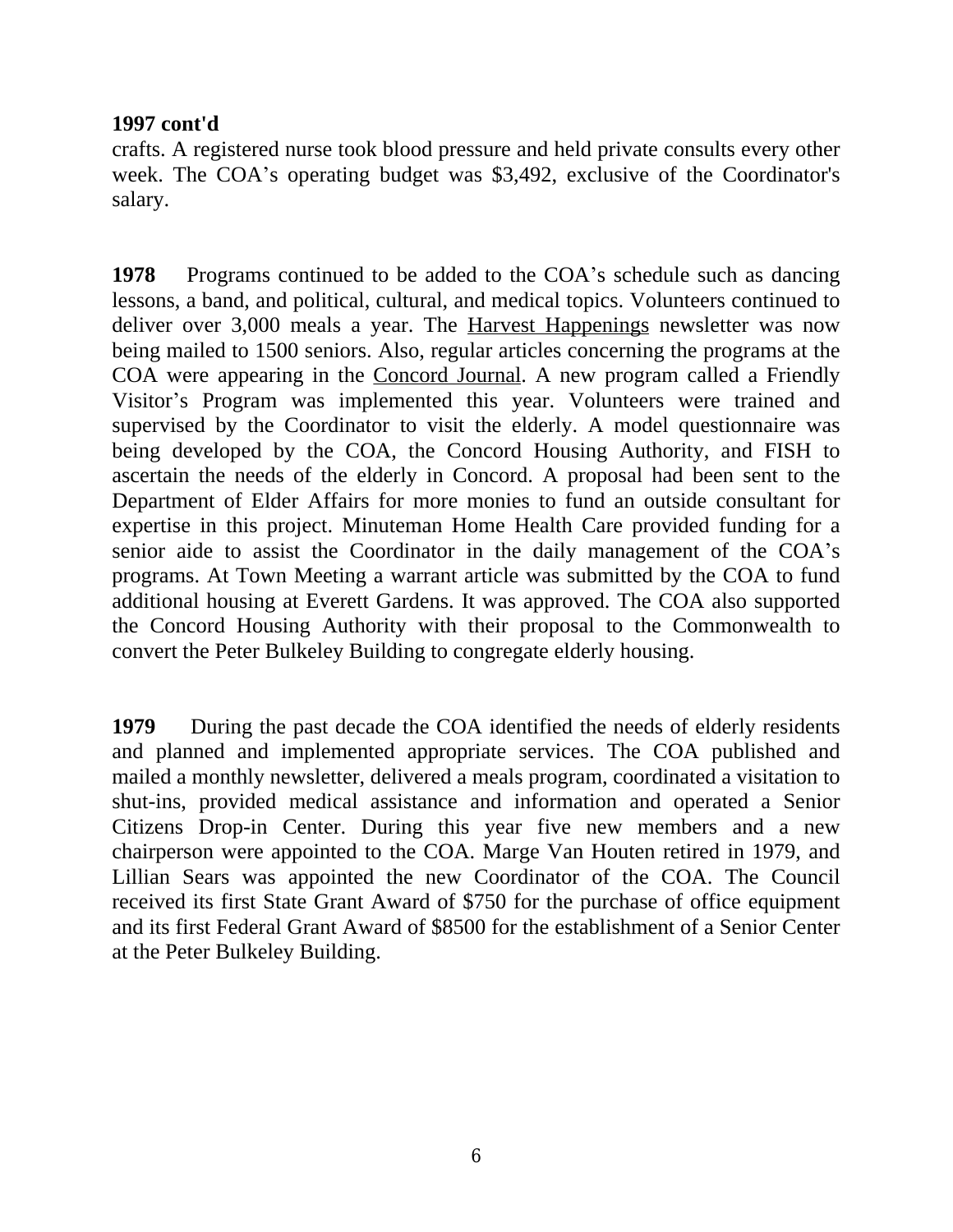**1997 cont'd**

crafts. A registered nurse took blood pressure and held private consults every other week. The COA's operating budget was $3,492, exclusive of the Coordinator's salary.

**1978** Programs continued to be added to the COA's schedule such as dancing lessons, a band, and political, cultural, and medical topics. Volunteers continued to deliver over 3,000 meals a year. The <u>Harvest Happenings</u> newsletter was now being mailed to 1500 seniors. Also, regular articles concerning the programs at the COA were appearing in the <u>Concord Journal</u>. A new program called a Friendly Visitor's Program was implemented this year. Volunteers were trained and supervised by the Coordinator to visit the elderly. A model questionnaire was being developed by the COA, the Concord Housing Authority, and FISH to ascertain the needs of the elderly in Concord. A proposal had been sent to the Department of Elder Affairs for more monies to fund an outside consultant for expertise in this project. Minuteman Home Health Care provided funding for a senior aide to assist the Coordinator in the daily management of the COA's programs. At Town Meeting a warrant article was submitted by the COA to fund additional housing at Everett Gardens. It was approved. The COA also supported the Concord Housing Authority with their proposal to the Commonwealth to convert the Peter Bulkeley Building to congregate elderly housing.

**1979** During the past decade the COA identified the needs of elderly residents and planned and implemented appropriate services. The COA published and mailed a monthly newsletter, delivered a meals program, coordinated a visitation to shut-ins, provided medical assistance and information and operated a Senior Citizens Drop-in Center. During this year five new members and a new chairperson were appointed to the COA. Marge Van Houten retired in 1979, and Lillian Sears was appointed the new Coordinator of the COA. The Council received its first State Grant Award of $750 for the purchase of office equipment and its first Federal Grant Award of $8500 for the establishment of a Senior Center at the Peter Bulkeley Building.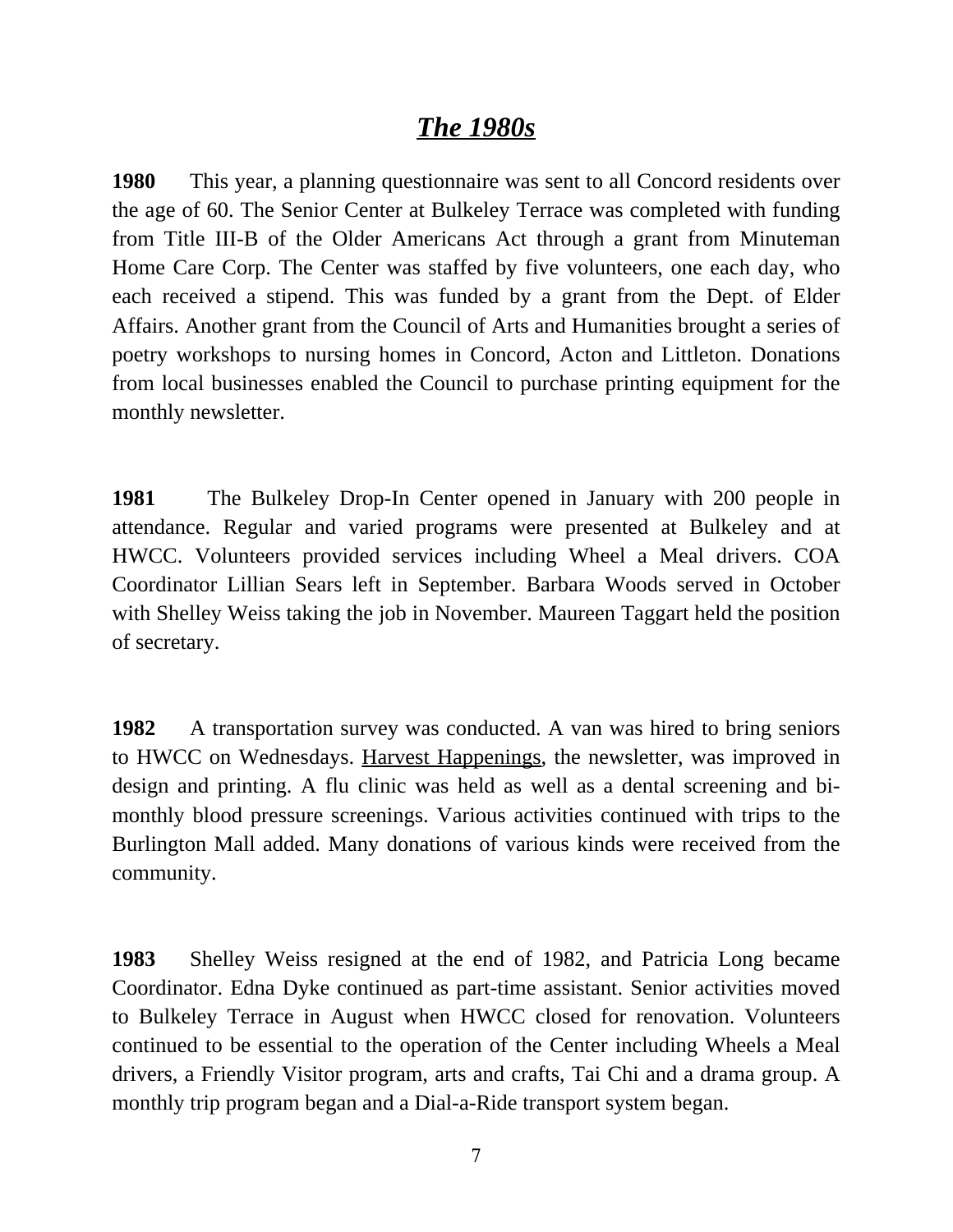## ***The 1980s***

**1980** This year, a planning questionnaire was sent to all Concord residents over the age of 60. The Senior Center at Bulkeley Terrace was completed with funding from Title III-B of the Older Americans Act through a grant from Minuteman Home Care Corp. The Center was staffed by five volunteers, one each day, who each received a stipend. This was funded by a grant from the Dept. of Elder Affairs. Another grant from the Council of Arts and Humanities brought a series of poetry workshops to nursing homes in Concord, Acton and Littleton. Donations from local businesses enabled the Council to purchase printing equipment for the monthly newsletter.

**1981** The Bulkeley Drop-In Center opened in January with 200 people in attendance. Regular and varied programs were presented at Bulkeley and at HWCC. Volunteers provided services including Wheel a Meal drivers. COA Coordinator Lillian Sears left in September. Barbara Woods served in October with Shelley Weiss taking the job in November. Maureen Taggart held the position of secretary.

**1982** A transportation survey was conducted. A van was hired to bring seniors to HWCC on Wednesdays. <u>Harvest Happenings</u>, the newsletter, was improved in design and printing. A flu clinic was held as well as a dental screening and bi-monthly blood pressure screenings. Various activities continued with trips to the Burlington Mall added. Many donations of various kinds were received from the community.

**1983** Shelley Weiss resigned at the end of 1982, and Patricia Long became Coordinator. Edna Dyke continued as part-time assistant. Senior activities moved to Bulkeley Terrace in August when HWCC closed for renovation. Volunteers continued to be essential to the operation of the Center including Wheels a Meal drivers, a Friendly Visitor program, arts and crafts, Tai Chi and a drama group. A monthly trip program began and a Dial-a-Ride transport system began.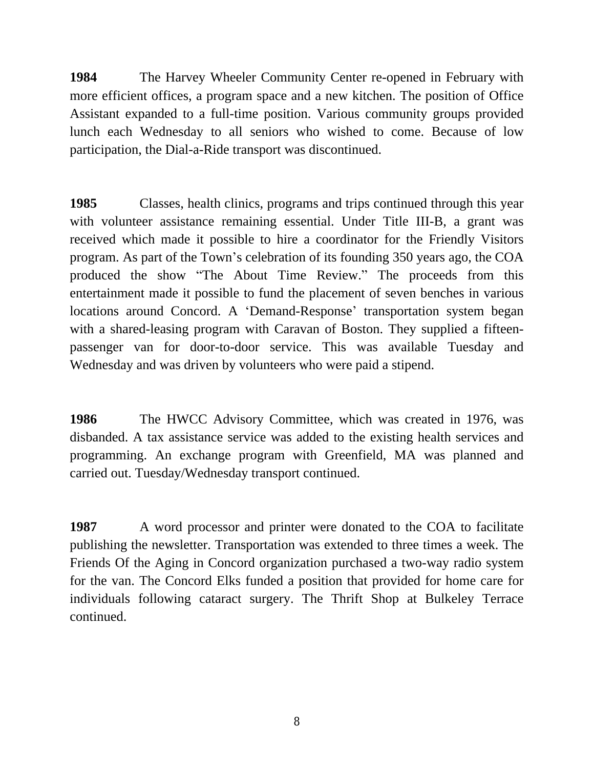**1984** The Harvey Wheeler Community Center re-opened in February with more efficient offices, a program space and a new kitchen. The position of Office Assistant expanded to a full-time position. Various community groups provided lunch each Wednesday to all seniors who wished to come. Because of low participation, the Dial-a-Ride transport was discontinued.

**1985** Classes, health clinics, programs and trips continued through this year with volunteer assistance remaining essential. Under Title III-B, a grant was received which made it possible to hire a coordinator for the Friendly Visitors program. As part of the Town's celebration of its founding 350 years ago, the COA produced the show "The About Time Review." The proceeds from this entertainment made it possible to fund the placement of seven benches in various locations around Concord. A 'Demand-Response' transportation system began with a shared-leasing program with Caravan of Boston. They supplied a fifteen-passenger van for door-to-door service. This was available Tuesday and Wednesday and was driven by volunteers who were paid a stipend.

**1986** The HWCC Advisory Committee, which was created in 1976, was disbanded. A tax assistance service was added to the existing health services and programming. An exchange program with Greenfield, MA was planned and carried out. Tuesday/Wednesday transport continued.

**1987** A word processor and printer were donated to the COA to facilitate publishing the newsletter. Transportation was extended to three times a week. The Friends Of the Aging in Concord organization purchased a two-way radio system for the van. The Concord Elks funded a position that provided for home care for individuals following cataract surgery. The Thrift Shop at Bulkeley Terrace continued.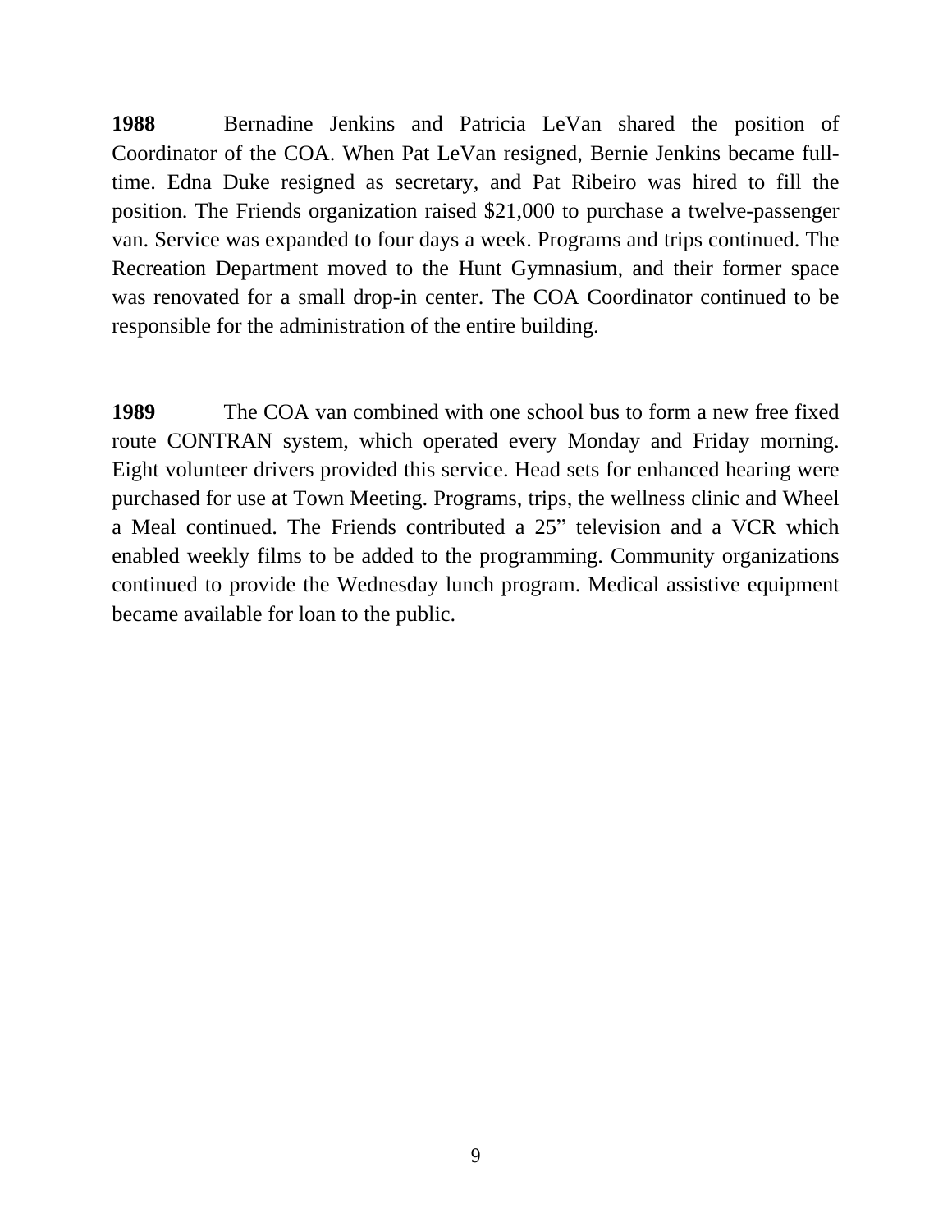**1988** Bernadine Jenkins and Patricia LeVan shared the position of Coordinator of the COA. When Pat LeVan resigned, Bernie Jenkins became full-time. Edna Duke resigned as secretary, and Pat Ribeiro was hired to fill the position. The Friends organization raised $21,000 to purchase a twelve-passenger van. Service was expanded to four days a week. Programs and trips continued. The Recreation Department moved to the Hunt Gymnasium, and their former space was renovated for a small drop-in center. The COA Coordinator continued to be responsible for the administration of the entire building.

**1989** The COA van combined with one school bus to form a new free fixed route CONTRAN system, which operated every Monday and Friday morning. Eight volunteer drivers provided this service. Head sets for enhanced hearing were purchased for use at Town Meeting. Programs, trips, the wellness clinic and Wheel a Meal continued. The Friends contributed a 25" television and a VCR which enabled weekly films to be added to the programming. Community organizations continued to provide the Wednesday lunch program. Medical assistive equipment became available for loan to the public.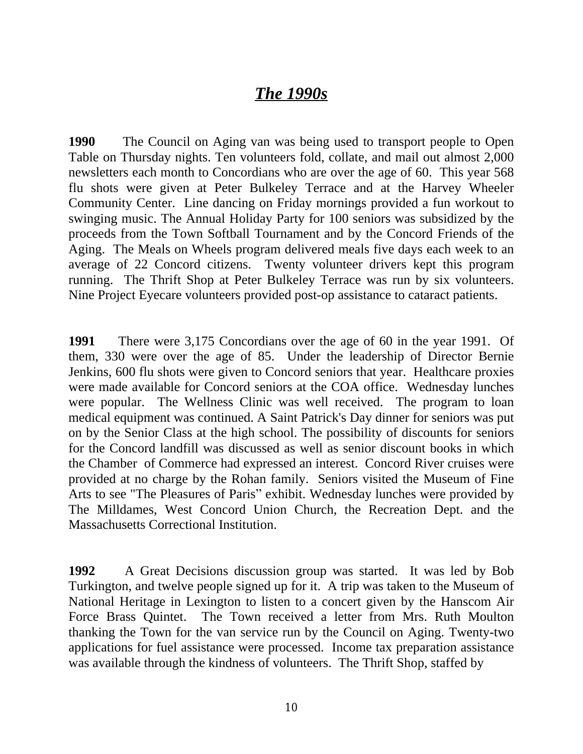# ***The 1990s***

**1990** The Council on Aging van was being used to transport people to Open Table on Thursday nights. Ten volunteers fold, collate, and mail out almost 2,000 newsletters each month to Concordians who are over the age of 60. This year 568 flu shots were given at Peter Bulkeley Terrace and at the Harvey Wheeler Community Center. Line dancing on Friday mornings provided a fun workout to swinging music. The Annual Holiday Party for 100 seniors was subsidized by the proceeds from the Town Softball Tournament and by the Concord Friends of the Aging. The Meals on Wheels program delivered meals five days each week to an average of 22 Concord citizens. Twenty volunteer drivers kept this program running. The Thrift Shop at Peter Bulkeley Terrace was run by six volunteers. Nine Project Eyecare volunteers provided post-op assistance to cataract patients.

**1991** There were 3,175 Concordians over the age of 60 in the year 1991. Of them, 330 were over the age of 85. Under the leadership of Director Bernie Jenkins, 600 flu shots were given to Concord seniors that year. Healthcare proxies were made available for Concord seniors at the COA office. Wednesday lunches were popular. The Wellness Clinic was well received. The program to loan medical equipment was continued. A Saint Patrick's Day dinner for seniors was put on by the Senior Class at the high school. The possibility of discounts for seniors for the Concord landfill was discussed as well as senior discount books in which the Chamber of Commerce had expressed an interest. Concord River cruises were provided at no charge by the Rohan family. Seniors visited the Museum of Fine Arts to see "The Pleasures of Paris" exhibit. Wednesday lunches were provided by The Milldames, West Concord Union Church, the Recreation Dept. and the Massachusetts Correctional Institution.

**1992** A Great Decisions discussion group was started. It was led by Bob Turkington, and twelve people signed up for it. A trip was taken to the Museum of National Heritage in Lexington to listen to a concert given by the Hanscom Air Force Brass Quintet. The Town received a letter from Mrs. Ruth Moulton thanking the Town for the van service run by the Council on Aging. Twenty-two applications for fuel assistance were processed. Income tax preparation assistance was available through the kindness of volunteers. The Thrift Shop, staffed by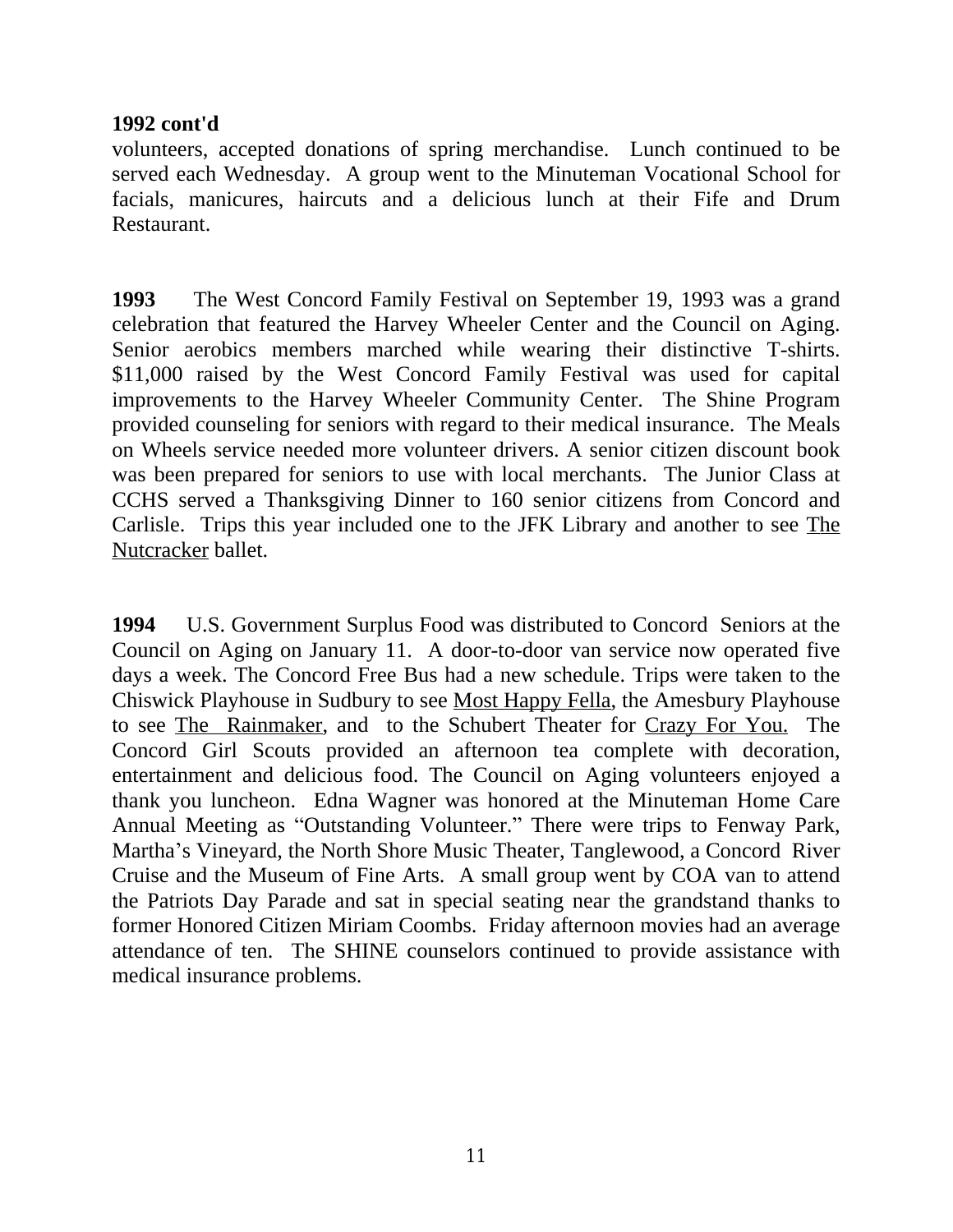**1992 cont'd**

volunteers, accepted donations of spring merchandise. Lunch continued to be served each Wednesday. A group went to the Minuteman Vocational School for facials, manicures, haircuts and a delicious lunch at their Fife and Drum Restaurant.

**1993** The West Concord Family Festival on September 19, 1993 was a grand celebration that featured the Harvey Wheeler Center and the Council on Aging. Senior aerobics members marched while wearing their distinctive T-shirts. $11,000 raised by the West Concord Family Festival was used for capital improvements to the Harvey Wheeler Community Center. The Shine Program provided counseling for seniors with regard to their medical insurance. The Meals on Wheels service needed more volunteer drivers. A senior citizen discount book was been prepared for seniors to use with local merchants. The Junior Class at CCHS served a Thanksgiving Dinner to 160 senior citizens from Concord and Carlisle. Trips this year included one to the JFK Library and another to see <u>The Nutcracker</u> ballet.

**1994** U.S. Government Surplus Food was distributed to Concord Seniors at the Council on Aging on January 11. A door-to-door van service now operated five days a week. The Concord Free Bus had a new schedule. Trips were taken to the Chiswick Playhouse in Sudbury to see <u>Most Happy Fella</u>, the Amesbury Playhouse to see <u>The Rainmaker</u>, and to the Schubert Theater for <u>Crazy For You.</u> The Concord Girl Scouts provided an afternoon tea complete with decoration, entertainment and delicious food. The Council on Aging volunteers enjoyed a thank you luncheon. Edna Wagner was honored at the Minuteman Home Care Annual Meeting as "Outstanding Volunteer." There were trips to Fenway Park, Martha's Vineyard, the North Shore Music Theater, Tanglewood, a Concord River Cruise and the Museum of Fine Arts. A small group went by COA van to attend the Patriots Day Parade and sat in special seating near the grandstand thanks to former Honored Citizen Miriam Coombs. Friday afternoon movies had an average attendance of ten. The SHINE counselors continued to provide assistance with medical insurance problems.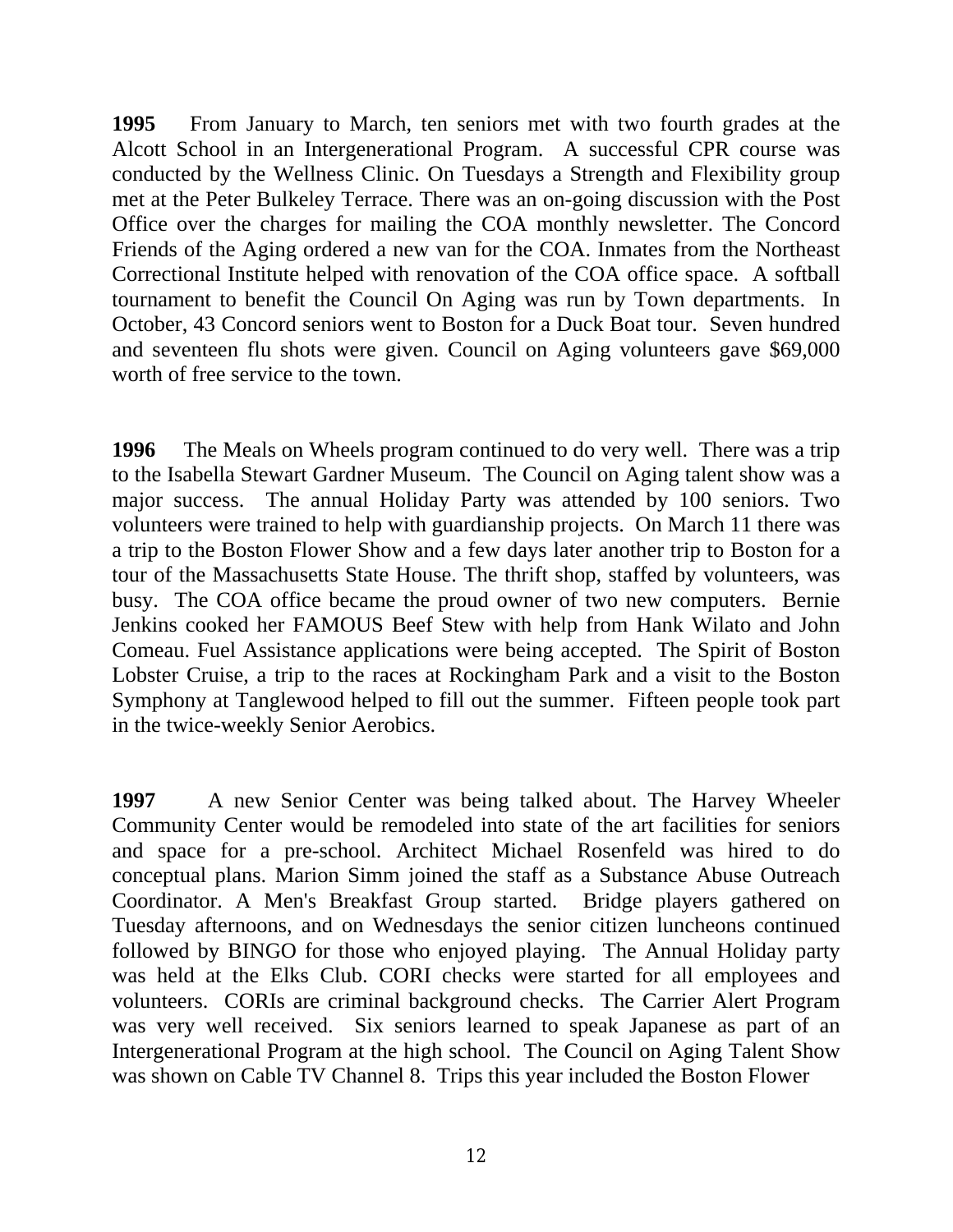**1995** From January to March, ten seniors met with two fourth grades at the Alcott School in an Intergenerational Program. A successful CPR course was conducted by the Wellness Clinic. On Tuesdays a Strength and Flexibility group met at the Peter Bulkeley Terrace. There was an on-going discussion with the Post Office over the charges for mailing the COA monthly newsletter. The Concord Friends of the Aging ordered a new van for the COA. Inmates from the Northeast Correctional Institute helped with renovation of the COA office space. A softball tournament to benefit the Council On Aging was run by Town departments. In October, 43 Concord seniors went to Boston for a Duck Boat tour. Seven hundred and seventeen flu shots were given. Council on Aging volunteers gave $69,000 worth of free service to the town.

**1996** The Meals on Wheels program continued to do very well. There was a trip to the Isabella Stewart Gardner Museum. The Council on Aging talent show was a major success. The annual Holiday Party was attended by 100 seniors. Two volunteers were trained to help with guardianship projects. On March 11 there was a trip to the Boston Flower Show and a few days later another trip to Boston for a tour of the Massachusetts State House. The thrift shop, staffed by volunteers, was busy. The COA office became the proud owner of two new computers. Bernie Jenkins cooked her FAMOUS Beef Stew with help from Hank Wilato and John Comeau. Fuel Assistance applications were being accepted. The Spirit of Boston Lobster Cruise, a trip to the races at Rockingham Park and a visit to the Boston Symphony at Tanglewood helped to fill out the summer. Fifteen people took part in the twice-weekly Senior Aerobics.

**1997** A new Senior Center was being talked about. The Harvey Wheeler Community Center would be remodeled into state of the art facilities for seniors and space for a pre-school. Architect Michael Rosenfeld was hired to do conceptual plans. Marion Simm joined the staff as a Substance Abuse Outreach Coordinator. A Men's Breakfast Group started. Bridge players gathered on Tuesday afternoons, and on Wednesdays the senior citizen luncheons continued followed by BINGO for those who enjoyed playing. The Annual Holiday party was held at the Elks Club. CORI checks were started for all employees and volunteers. CORIs are criminal background checks. The Carrier Alert Program was very well received. Six seniors learned to speak Japanese as part of an Intergenerational Program at the high school. The Council on Aging Talent Show was shown on Cable TV Channel 8. Trips this year included the Boston Flower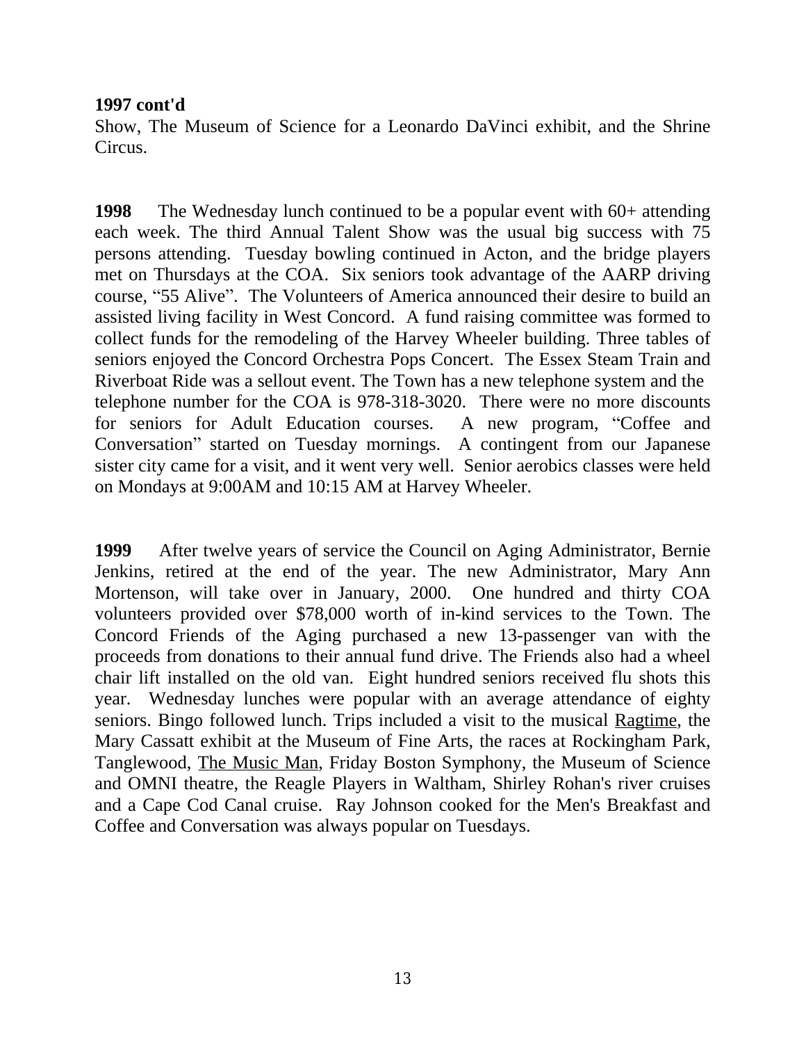**1997 cont'd**
Show, The Museum of Science for a Leonardo DaVinci exhibit, and the Shrine Circus.

**1998** The Wednesday lunch continued to be a popular event with 60+ attending each week. The third Annual Talent Show was the usual big success with 75 persons attending. Tuesday bowling continued in Acton, and the bridge players met on Thursdays at the COA. Six seniors took advantage of the AARP driving course, "55 Alive". The Volunteers of America announced their desire to build an assisted living facility in West Concord. A fund raising committee was formed to collect funds for the remodeling of the Harvey Wheeler building. Three tables of seniors enjoyed the Concord Orchestra Pops Concert. The Essex Steam Train and Riverboat Ride was a sellout event. The Town has a new telephone system and the telephone number for the COA is 978-318-3020. There were no more discounts for seniors for Adult Education courses. A new program, "Coffee and Conversation" started on Tuesday mornings. A contingent from our Japanese sister city came for a visit, and it went very well. Senior aerobics classes were held on Mondays at 9:00AM and 10:15 AM at Harvey Wheeler.

**1999** After twelve years of service the Council on Aging Administrator, Bernie Jenkins, retired at the end of the year. The new Administrator, Mary Ann Mortenson, will take over in January, 2000. One hundred and thirty COA volunteers provided over $78,000 worth of in-kind services to the Town. The Concord Friends of the Aging purchased a new 13-passenger van with the proceeds from donations to their annual fund drive. The Friends also had a wheel chair lift installed on the old van. Eight hundred seniors received flu shots this year. Wednesday lunches were popular with an average attendance of eighty seniors. Bingo followed lunch. Trips included a visit to the musical <u>Ragtime</u>, the Mary Cassatt exhibit at the Museum of Fine Arts, the races at Rockingham Park, Tanglewood, <u>The Music Man</u>, Friday Boston Symphony, the Museum of Science and OMNI theatre, the Reagle Players in Waltham, Shirley Rohan's river cruises and a Cape Cod Canal cruise. Ray Johnson cooked for the Men's Breakfast and Coffee and Conversation was always popular on Tuesdays.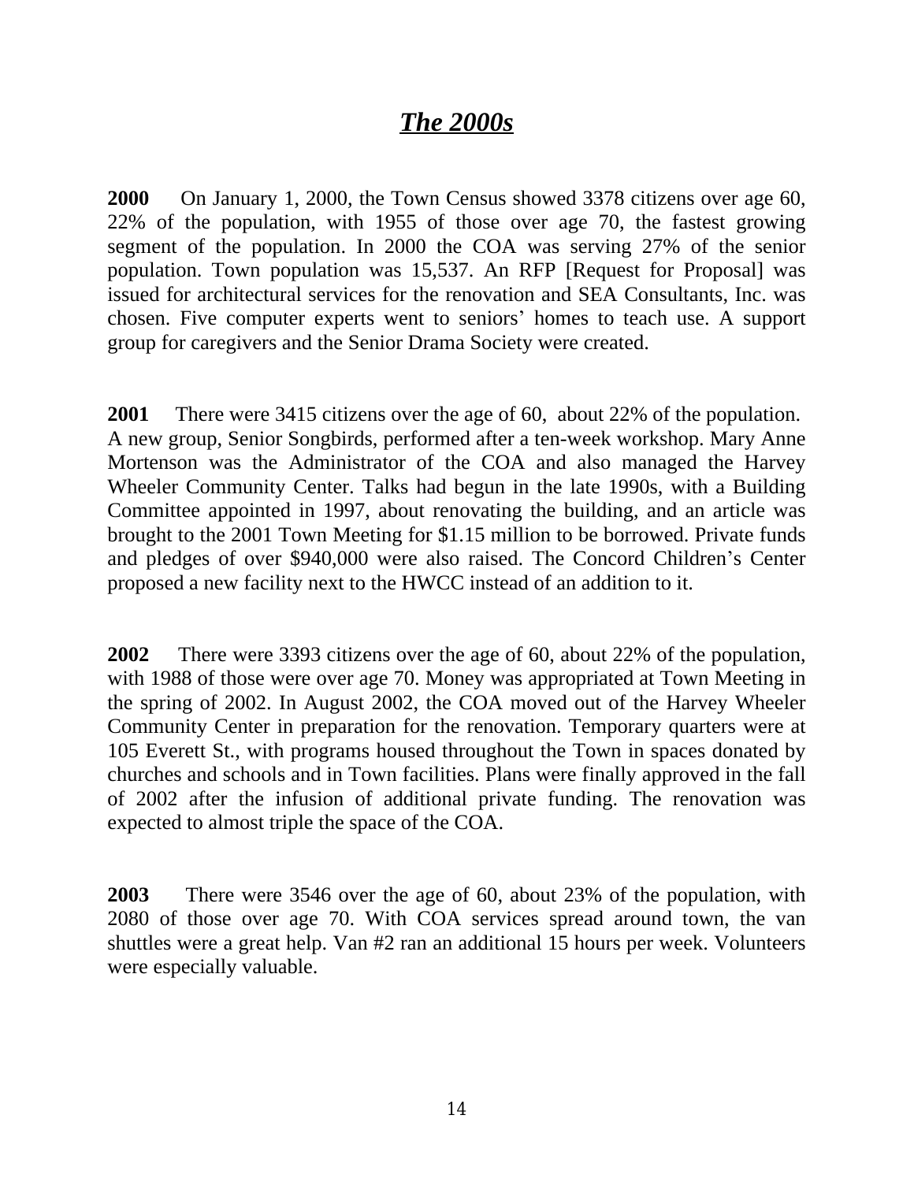# ***The 2000s***

**2000** On January 1, 2000, the Town Census showed 3378 citizens over age 60, 22% of the population, with 1955 of those over age 70, the fastest growing segment of the population. In 2000 the COA was serving 27% of the senior population. Town population was 15,537. An RFP [Request for Proposal] was issued for architectural services for the renovation and SEA Consultants, Inc. was chosen. Five computer experts went to seniors' homes to teach use. A support group for caregivers and the Senior Drama Society were created.

**2001** There were 3415 citizens over the age of 60, about 22% of the population. A new group, Senior Songbirds, performed after a ten-week workshop. Mary Anne Mortenson was the Administrator of the COA and also managed the Harvey Wheeler Community Center. Talks had begun in the late 1990s, with a Building Committee appointed in 1997, about renovating the building, and an article was brought to the 2001 Town Meeting for $1.15 million to be borrowed. Private funds and pledges of over $940,000 were also raised. The Concord Children's Center proposed a new facility next to the HWCC instead of an addition to it.

**2002** There were 3393 citizens over the age of 60, about 22% of the population, with 1988 of those were over age 70. Money was appropriated at Town Meeting in the spring of 2002. In August 2002, the COA moved out of the Harvey Wheeler Community Center in preparation for the renovation. Temporary quarters were at 105 Everett St., with programs housed throughout the Town in spaces donated by churches and schools and in Town facilities. Plans were finally approved in the fall of 2002 after the infusion of additional private funding. The renovation was expected to almost triple the space of the COA.

**2003** There were 3546 over the age of 60, about 23% of the population, with 2080 of those over age 70. With COA services spread around town, the van shuttles were a great help. Van #2 ran an additional 15 hours per week. Volunteers were especially valuable.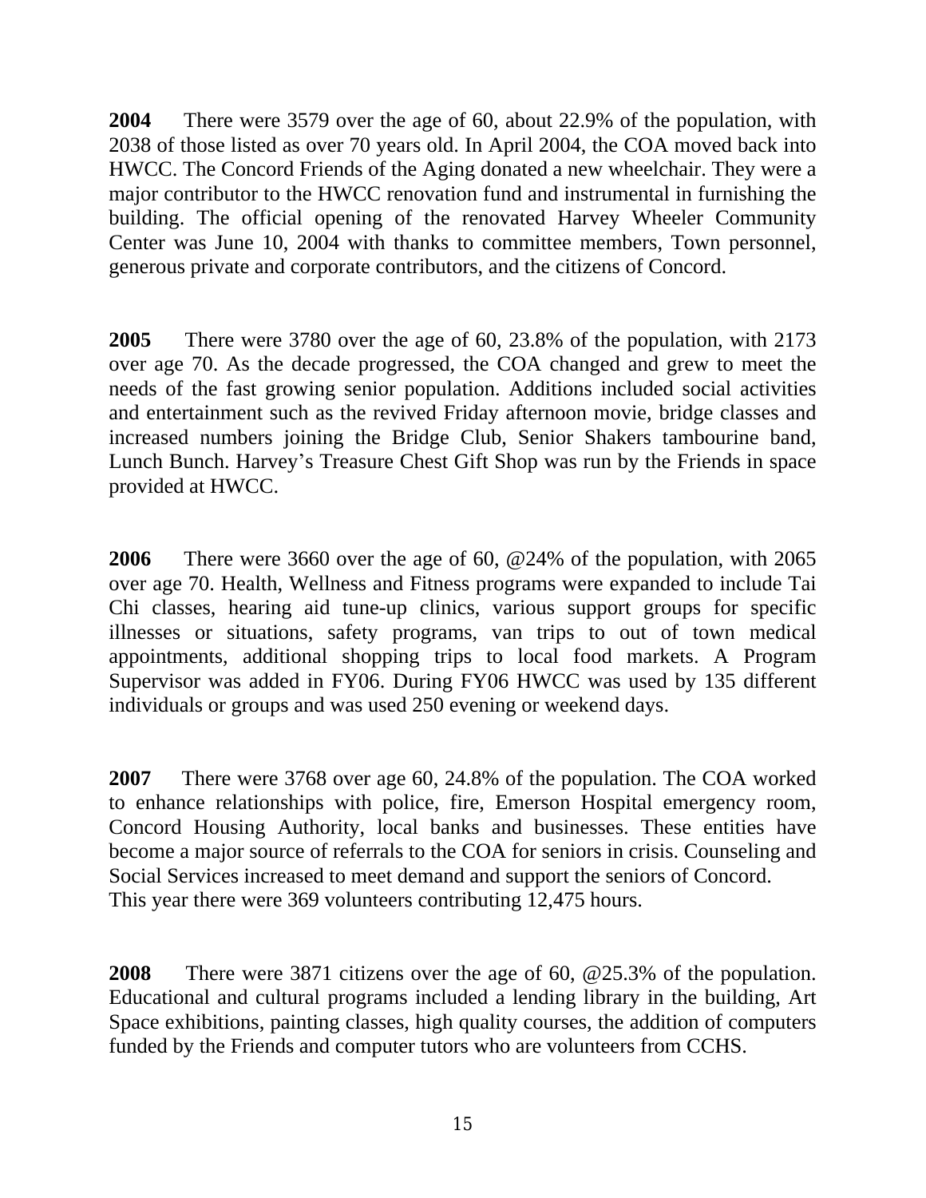**2004** There were 3579 over the age of 60, about 22.9% of the population, with 2038 of those listed as over 70 years old. In April 2004, the COA moved back into HWCC. The Concord Friends of the Aging donated a new wheelchair. They were a major contributor to the HWCC renovation fund and instrumental in furnishing the building. The official opening of the renovated Harvey Wheeler Community Center was June 10, 2004 with thanks to committee members, Town personnel, generous private and corporate contributors, and the citizens of Concord.

**2005** There were 3780 over the age of 60, 23.8% of the population, with 2173 over age 70. As the decade progressed, the COA changed and grew to meet the needs of the fast growing senior population. Additions included social activities and entertainment such as the revived Friday afternoon movie, bridge classes and increased numbers joining the Bridge Club, Senior Shakers tambourine band, Lunch Bunch. Harvey's Treasure Chest Gift Shop was run by the Friends in space provided at HWCC.

**2006** There were 3660 over the age of 60, @24% of the population, with 2065 over age 70. Health, Wellness and Fitness programs were expanded to include Tai Chi classes, hearing aid tune-up clinics, various support groups for specific illnesses or situations, safety programs, van trips to out of town medical appointments, additional shopping trips to local food markets. A Program Supervisor was added in FY06. During FY06 HWCC was used by 135 different individuals or groups and was used 250 evening or weekend days.

**2007** There were 3768 over age 60, 24.8% of the population. The COA worked to enhance relationships with police, fire, Emerson Hospital emergency room, Concord Housing Authority, local banks and businesses. These entities have become a major source of referrals to the COA for seniors in crisis. Counseling and Social Services increased to meet demand and support the seniors of Concord.
This year there were 369 volunteers contributing 12,475 hours.

**2008** There were 3871 citizens over the age of 60, @25.3% of the population. Educational and cultural programs included a lending library in the building, Art Space exhibitions, painting classes, high quality courses, the addition of computers funded by the Friends and computer tutors who are volunteers from CCHS.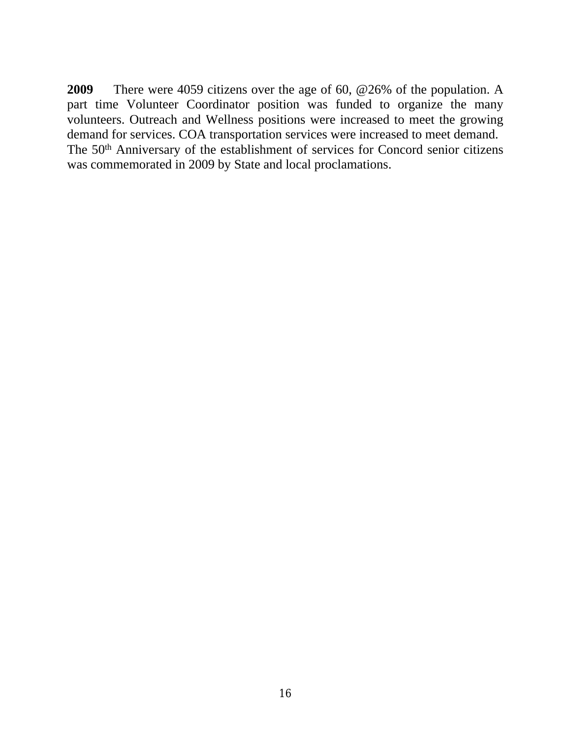**2009** There were 4059 citizens over the age of 60, @26% of the population. A part time Volunteer Coordinator position was funded to organize the many volunteers. Outreach and Wellness positions were increased to meet the growing demand for services. COA transportation services were increased to meet demand. The 50th Anniversary of the establishment of services for Concord senior citizens was commemorated in 2009 by State and local proclamations.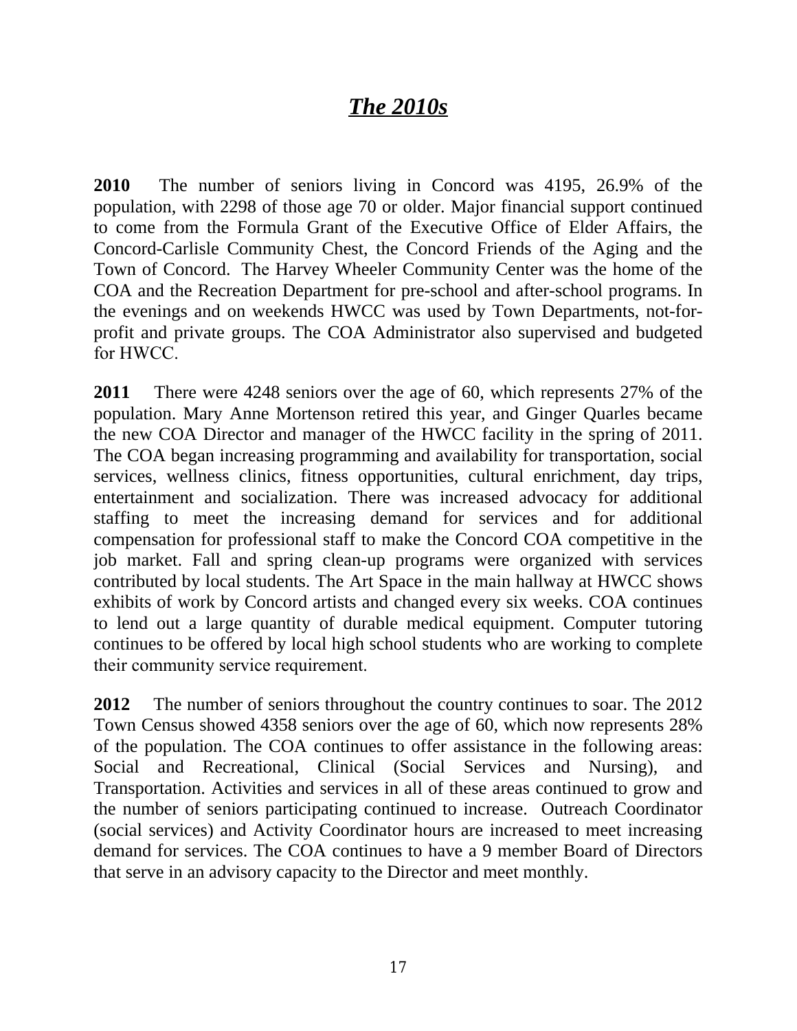# ***The 2010s***

**2010** The number of seniors living in Concord was 4195, 26.9% of the population, with 2298 of those age 70 or older. Major financial support continued to come from the Formula Grant of the Executive Office of Elder Affairs, the Concord-Carlisle Community Chest, the Concord Friends of the Aging and the Town of Concord. The Harvey Wheeler Community Center was the home of the COA and the Recreation Department for pre-school and after-school programs. In the evenings and on weekends HWCC was used by Town Departments, not-for-profit and private groups. The COA Administrator also supervised and budgeted for HWCC.

**2011** There were 4248 seniors over the age of 60, which represents 27% of the population. Mary Anne Mortenson retired this year, and Ginger Quarles became the new COA Director and manager of the HWCC facility in the spring of 2011. The COA began increasing programming and availability for transportation, social services, wellness clinics, fitness opportunities, cultural enrichment, day trips, entertainment and socialization. There was increased advocacy for additional staffing to meet the increasing demand for services and for additional compensation for professional staff to make the Concord COA competitive in the job market. Fall and spring clean-up programs were organized with services contributed by local students. The Art Space in the main hallway at HWCC shows exhibits of work by Concord artists and changed every six weeks. COA continues to lend out a large quantity of durable medical equipment. Computer tutoring continues to be offered by local high school students who are working to complete their community service requirement.

**2012** The number of seniors throughout the country continues to soar. The 2012 Town Census showed 4358 seniors over the age of 60, which now represents 28% of the population. The COA continues to offer assistance in the following areas: Social and Recreational, Clinical (Social Services and Nursing), and Transportation. Activities and services in all of these areas continued to grow and the number of seniors participating continued to increase. Outreach Coordinator (social services) and Activity Coordinator hours are increased to meet increasing demand for services. The COA continues to have a 9 member Board of Directors that serve in an advisory capacity to the Director and meet monthly.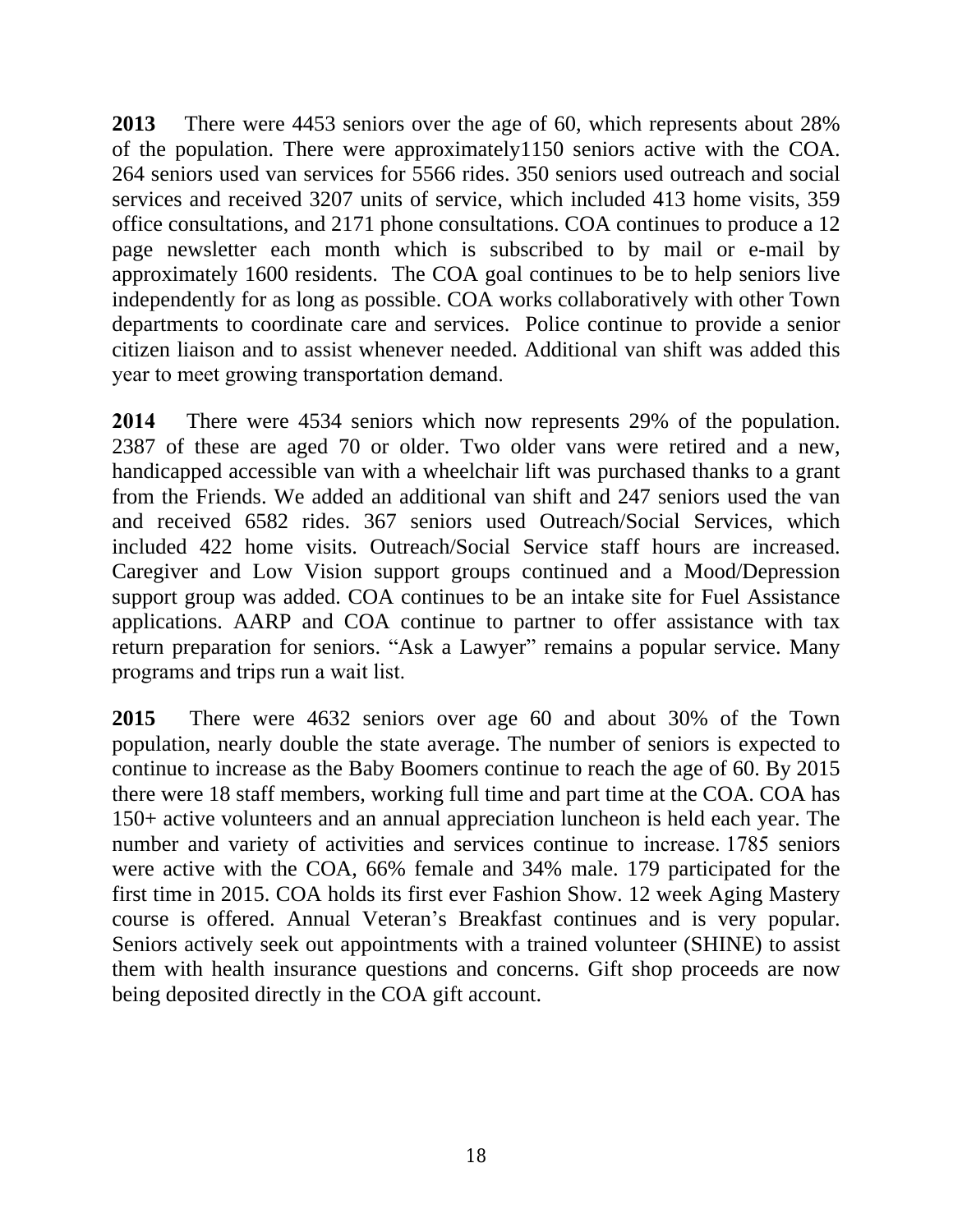**2013** There were 4453 seniors over the age of 60, which represents about 28% of the population. There were approximately1150 seniors active with the COA. 264 seniors used van services for 5566 rides. 350 seniors used outreach and social services and received 3207 units of service, which included 413 home visits, 359 office consultations, and 2171 phone consultations. COA continues to produce a 12 page newsletter each month which is subscribed to by mail or e-mail by approximately 1600 residents. The COA goal continues to be to help seniors live independently for as long as possible. COA works collaboratively with other Town departments to coordinate care and services. Police continue to provide a senior citizen liaison and to assist whenever needed. Additional van shift was added this year to meet growing transportation demand.

**2014** There were 4534 seniors which now represents 29% of the population. 2387 of these are aged 70 or older. Two older vans were retired and a new, handicapped accessible van with a wheelchair lift was purchased thanks to a grant from the Friends. We added an additional van shift and 247 seniors used the van and received 6582 rides. 367 seniors used Outreach/Social Services, which included 422 home visits. Outreach/Social Service staff hours are increased. Caregiver and Low Vision support groups continued and a Mood/Depression support group was added. COA continues to be an intake site for Fuel Assistance applications. AARP and COA continue to partner to offer assistance with tax return preparation for seniors. "Ask a Lawyer" remains a popular service. Many programs and trips run a wait list.

**2015** There were 4632 seniors over age 60 and about 30% of the Town population, nearly double the state average. The number of seniors is expected to continue to increase as the Baby Boomers continue to reach the age of 60. By 2015 there were 18 staff members, working full time and part time at the COA. COA has 150+ active volunteers and an annual appreciation luncheon is held each year. The number and variety of activities and services continue to increase. 1785 seniors were active with the COA, 66% female and 34% male. 179 participated for the first time in 2015. COA holds its first ever Fashion Show. 12 week Aging Mastery course is offered. Annual Veteran's Breakfast continues and is very popular. Seniors actively seek out appointments with a trained volunteer (SHINE) to assist them with health insurance questions and concerns. Gift shop proceeds are now being deposited directly in the COA gift account.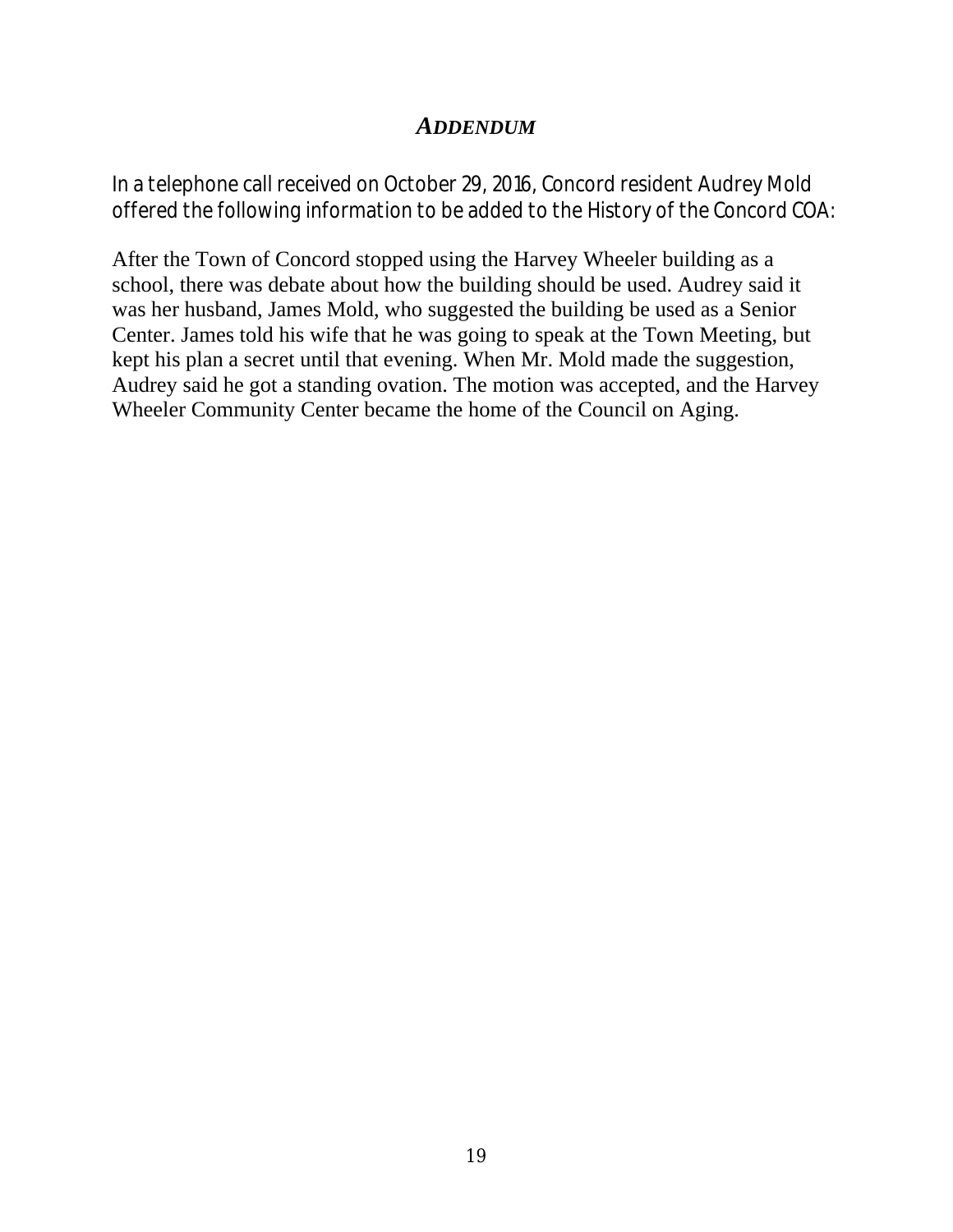# *ADDENDUM*

In a telephone call received on October 29, 2016, Concord resident Audrey Mold offered the following information to be added to the History of the Concord COA:

After the Town of Concord stopped using the Harvey Wheeler building as a school, there was debate about how the building should be used. Audrey said it was her husband, James Mold, who suggested the building be used as a Senior Center. James told his wife that he was going to speak at the Town Meeting, but kept his plan a secret until that evening. When Mr. Mold made the suggestion, Audrey said he got a standing ovation. The motion was accepted, and the Harvey Wheeler Community Center became the home of the Council on Aging.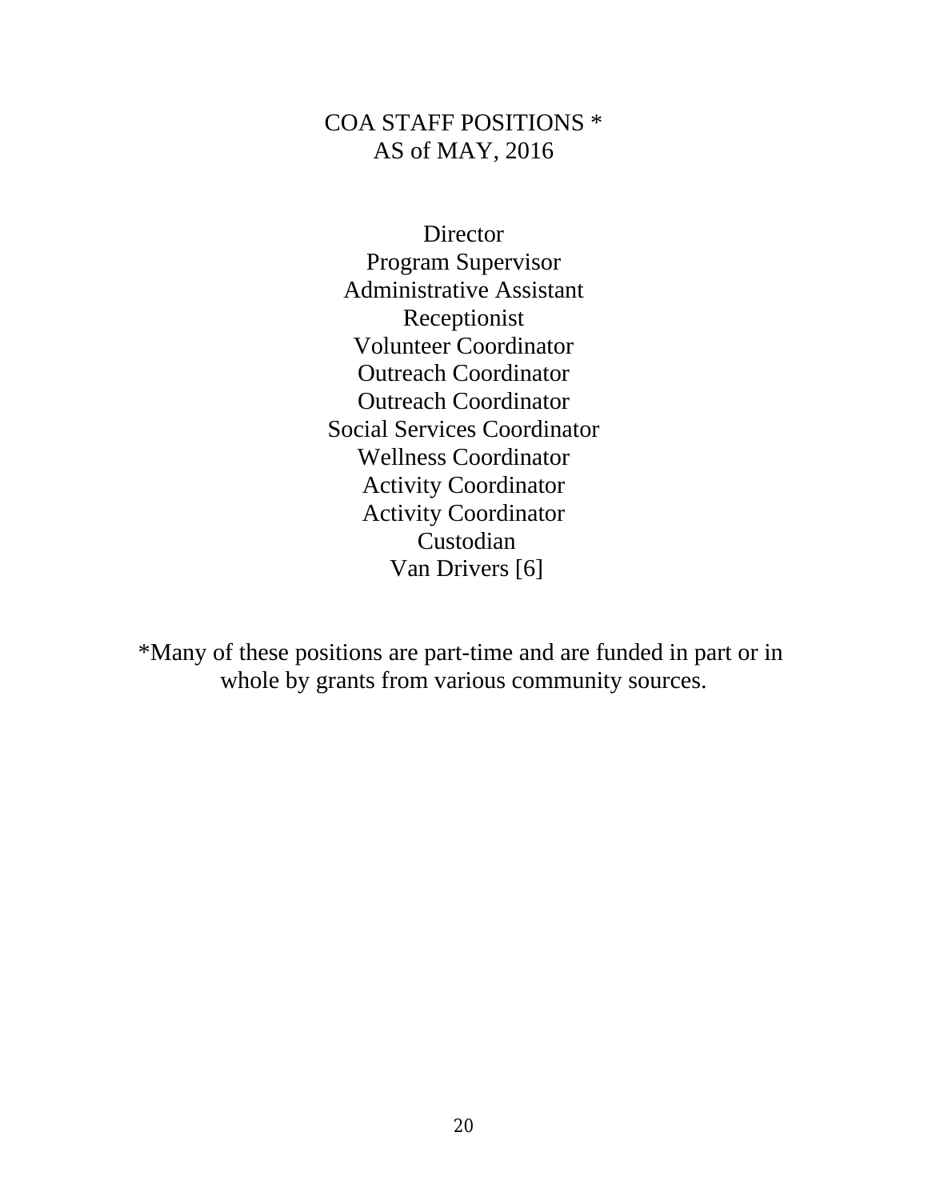# COA STAFF POSITIONS *
## AS of MAY, 2016

Director
Program Supervisor
Administrative Assistant
Receptionist
Volunteer Coordinator
Outreach Coordinator
Outreach Coordinator
Social Services Coordinator
Wellness Coordinator
Activity Coordinator
Activity Coordinator
Custodian
Van Drivers [6]

*Many of these positions are part-time and are funded in part or in whole by grants from various community sources.